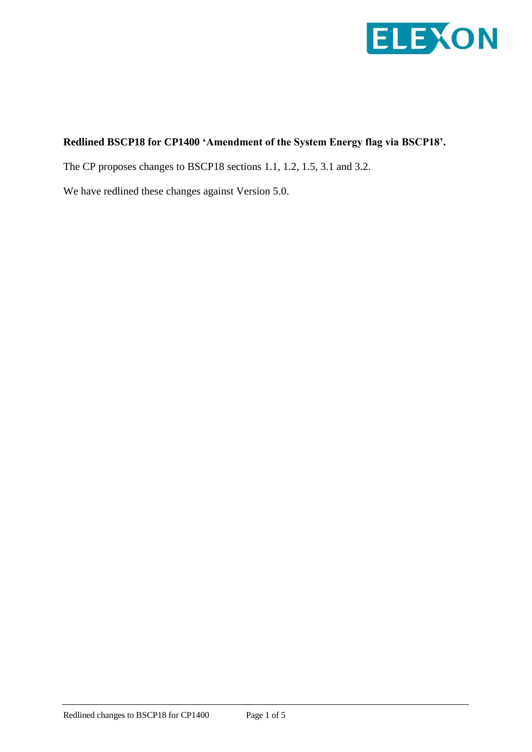**Redlined BSCP18 for CP1400 'Amendment of the System Energy flag via BSCP18'.**

The CP proposes changes to BSCP18 sections 1.1, 1.2, 1.5, 3.1 and 3.2.

We have redlined these changes against Version 5.0.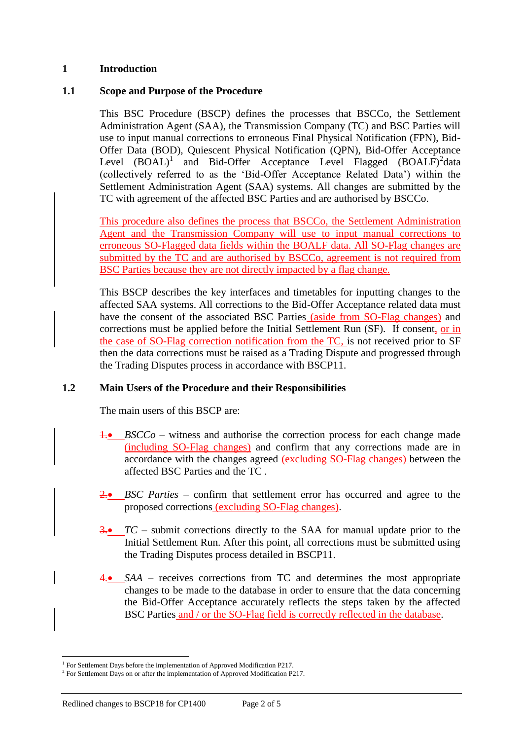# 1 Introduction

## 1.1 Scope and Purpose of the Procedure

This BSC Procedure (BSCP) defines the processes that BSCCo, the Settlement Administration Agent (SAA), the Transmission Company (TC) and BSC Parties will use to input manual corrections to erroneous Final Physical Notification (FPN), Bid-Offer Data (BOD), Quiescent Physical Notification (QPN), Bid-Offer Acceptance Level (BOAL)[1] and Bid-Offer Acceptance Level Flagged (BOALF)[2]data (collectively referred to as the 'Bid-Offer Acceptance Related Data') within the Settlement Administration Agent (SAA) systems. All changes are submitted by the TC with agreement of the affected BSC Parties and are authorised by BSCCo.

This procedure also defines the process that BSCCo, the Settlement Administration Agent and the Transmission Company will use to input manual corrections to erroneous SO-Flagged data fields within the BOALF data. All SO-Flag changes are submitted by the TC and are authorised by BSCCo, agreement is not required from BSC Parties because they are not directly impacted by a flag change.

This BSCP describes the key interfaces and timetables for inputting changes to the affected SAA systems. All corrections to the Bid-Offer Acceptance related data must have the consent of the associated BSC Parties (aside from SO-Flag changes) and corrections must be applied before the Initial Settlement Run (SF). If consent, or in the case of SO-Flag correction notification from the TC, is not received prior to SF then the data corrections must be raised as a Trading Dispute and progressed through the Trading Disputes process in accordance with BSCP11.

## 1.2 Main Users of the Procedure and their Responsibilities

The main users of this BSCP are:

- *BSCCo* – witness and authorise the correction process for each change made (including SO-Flag changes) and confirm that any corrections made are in accordance with the changes agreed (excluding SO-Flag changes) between the affected BSC Parties and the TC .

- *BSC Parties* – confirm that settlement error has occurred and agree to the proposed corrections (excluding SO-Flag changes).

- *TC* – submit corrections directly to the SAA for manual update prior to the Initial Settlement Run. After this point, all corrections must be submitted using the Trading Disputes process detailed in BSCP11.

- *SAA* – receives corrections from TC and determines the most appropriate changes to be made to the database in order to ensure that the data concerning the Bid-Offer Acceptance accurately reflects the steps taken by the affected BSC Parties and / or the SO-Flag field is correctly reflected in the database.

---

[1] For Settlement Days before the implementation of Approved Modification P217.

[2] For Settlement Days on or after the implementation of Approved Modification P217.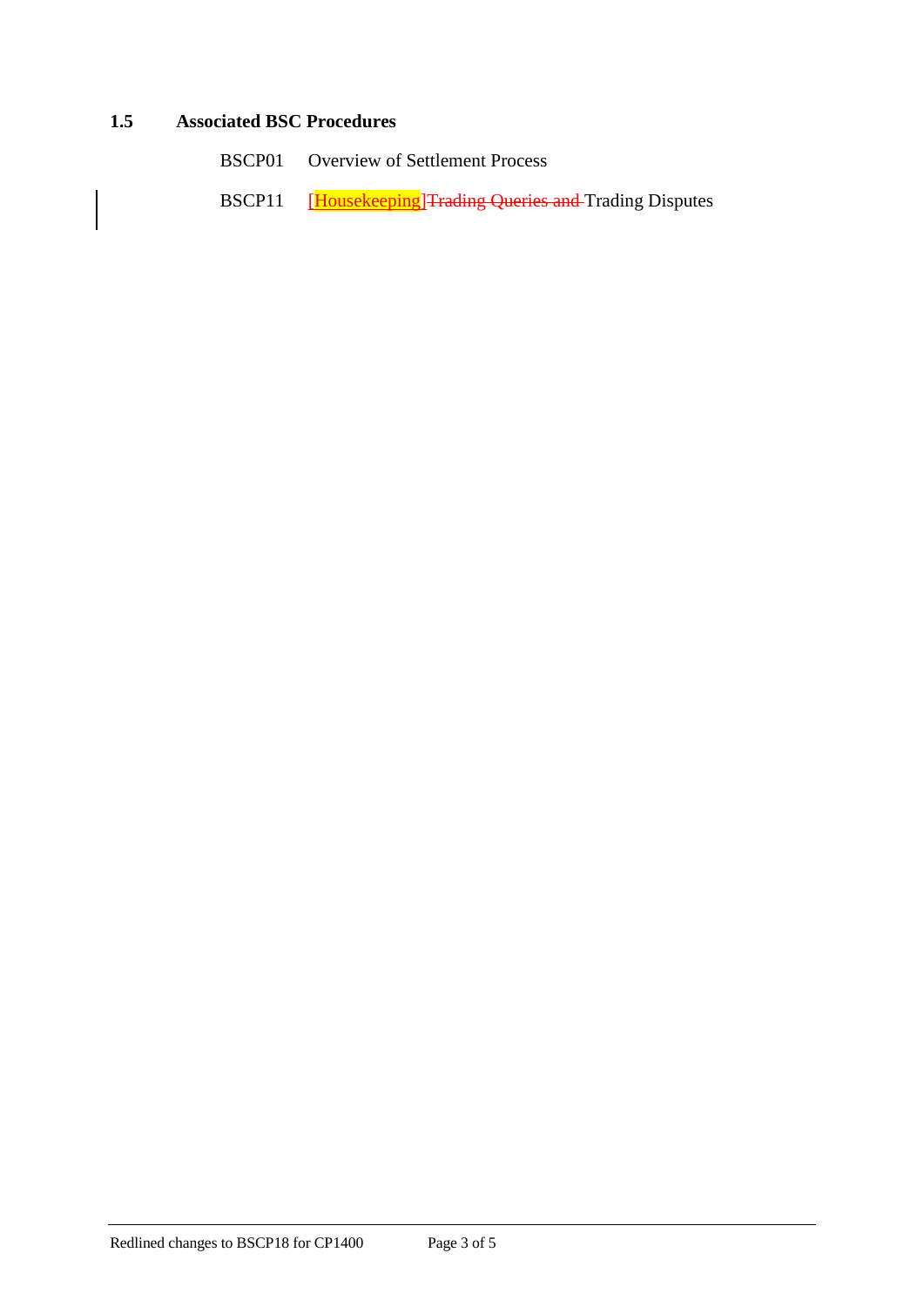### 1.5 Associated BSC Procedures

BSCP01 Overview of Settlement Process

BSCP11 [Housekeeping]~~Trading Queries and~~ Trading Disputes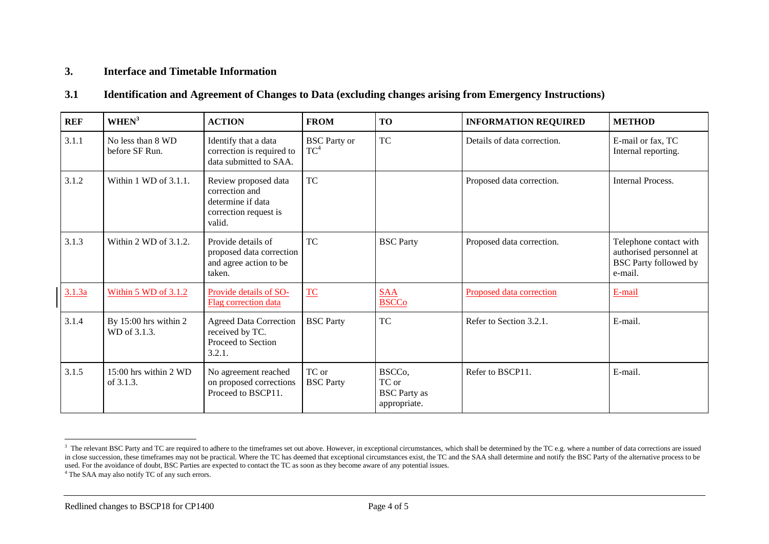## 3. Interface and Timetable Information

### 3.1 Identification and Agreement of Changes to Data (excluding changes arising from Emergency Instructions)

| REF | WHEN[3] | ACTION | FROM | TO | INFORMATION REQUIRED | METHOD |
|---|---|---|---|---|---|---|
| 3.1.1 | No less than 8 WD before SF Run. | Identify that a data correction is required to data submitted to SAA. | BSC Party or TC[4] | TC | Details of data correction. | E-mail or fax, TC Internal reporting. |
| 3.1.2 | Within 1 WD of 3.1.1. | Review proposed data correction and determine if data correction request is valid. | TC | | Proposed data correction. | Internal Process. |
| 3.1.3 | Within 2 WD of 3.1.2. | Provide details of proposed data correction and agree action to be taken. | TC | BSC Party | Proposed data correction. | Telephone contact with authorised personnel at BSC Party followed by e-mail. |
| 3.1.3a | Within 5 WD of 3.1.2 | Provide details of SO-Flag correction data | TC | SAA BSCCo | Proposed data correction | E-mail |
| 3.1.4 | By 15:00 hrs within 2 WD of 3.1.3. | Agreed Data Correction received by TC. Proceed to Section 3.2.1. | BSC Party | TC | Refer to Section 3.2.1. | E-mail. |
| 3.1.5 | 15:00 hrs within 2 WD of 3.1.3. | No agreement reached on proposed corrections Proceed to BSCP11. | TC or BSC Party | BSCCo, TC or BSC Party as appropriate. | Refer to BSCP11. | E-mail. |

[3] The relevant BSC Party and TC are required to adhere to the timeframes set out above. However, in exceptional circumstances, which shall be determined by the TC e.g. where a number of data corrections are issued in close succession, these timeframes may not be practical. Where the TC has deemed that exceptional circumstances exist, the TC and the SAA shall determine and notify the BSC Party of the alternative process to be used. For the avoidance of doubt, BSC Parties are expected to contact the TC as soon as they become aware of any potential issues.

[4] The SAA may also notify TC of any such errors.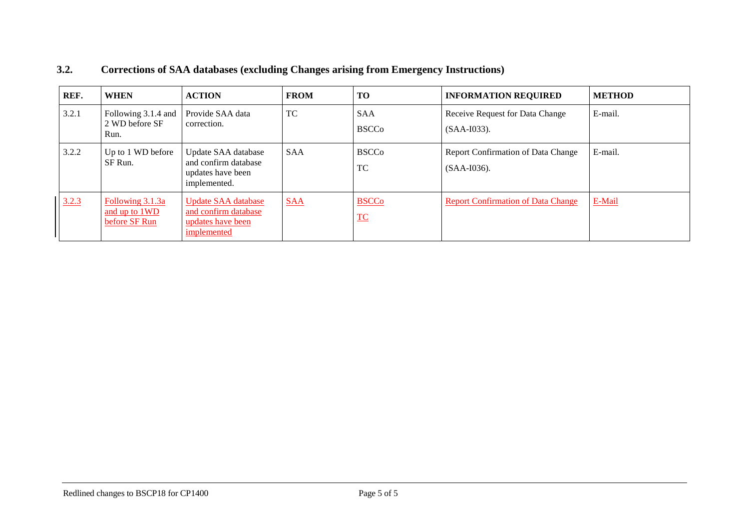## 3.2. Corrections of SAA databases (excluding Changes arising from Emergency Instructions)

| REF. | WHEN | ACTION | FROM | TO | INFORMATION REQUIRED | METHOD |
|---|---|---|---|---|---|---|
| 3.2.1 | Following 3.1.4 and 2 WD before SF Run. | Provide SAA data correction. | TC | SAA<br>BSCCo | Receive Request for Data Change<br>(SAA-I033). | E-mail. |
| 3.2.2 | Up to 1 WD before SF Run. | Update SAA database and confirm database updates have been implemented. | SAA | BSCCo<br>TC | Report Confirmation of Data Change<br>(SAA-I036). | E-mail. |
| 3.2.3 | Following 3.1.3a and up to 1WD before SF Run | Update SAA database and confirm database updates have been implemented | SAA | BSCCo<br>TC | Report Confirmation of Data Change | E-Mail |